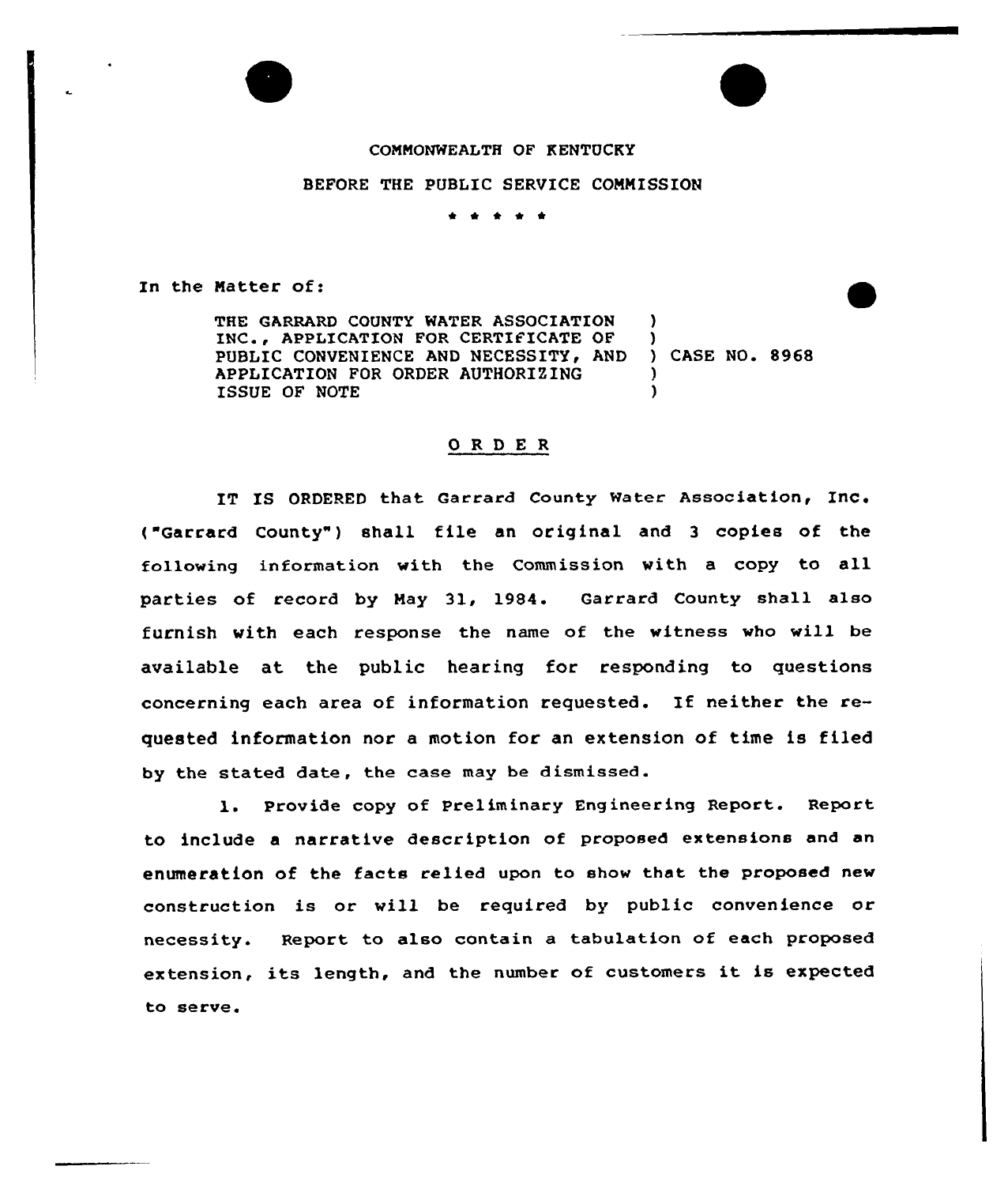COMMONWEALTH OF KENTUCKY

BEFORE THE PUBLIC SERVICE COMMISSION

\* \* \* \* \*

In the Matter of:

THE GARRARD COUNTY WATER ASSOCIATION INC., APPLICATION FOR CERTIFICATE OF PUBLIC CONVENIENCE AND NECESSITY, AND APPLICATION FOR ORDER AUTHORIZING ISSUE OF NOTE ) CASE NO. 8968

## O R D E R

IT IS ORDERED that Garrard County Water Association, Inc. ("Garrard County") shall file an original and 3 copies of the following information with the Commission with a copy to all parties of record by May 31, 1984. Garrard County shall also furnish with each response the name of the witness who will be available at the public hearing for responding to questions concerning each area of information requested. If neither the requested information nor a motion for an extension of time is filed by the stated date, the case may be dismissed.

1. Provide copy of Preliminary Engineering Report. Report to include a narrative description of proposed extensions and an enumeration of the facts relied upon to show that the proposed new construction is or will be required by public convenience or necessity. Report to also contain a tabulation of each proposed extension, its length, and the number of customers it is expected to serve.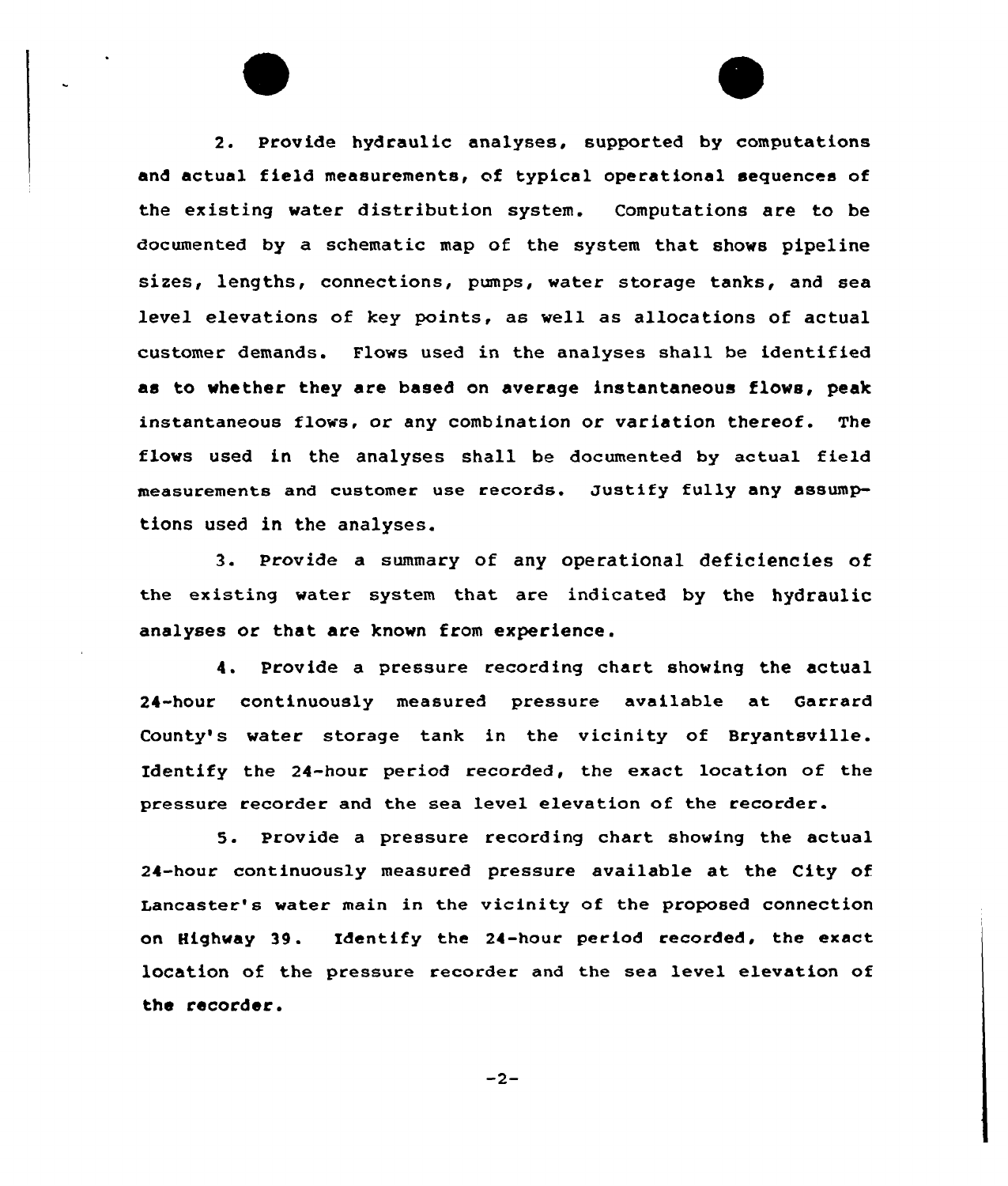2. Provide hydraulic analyses, supported by computations and actual field measurements, of typical operational sequences of the existing water distribution system. Computations are to be documented by a schematic map of the system that shows pipeline sizes, lengths, connections, pumps, water storage tanks, and sea level elevations of key points, as well as allocations of actual customer demands. Flows used in the analyses shall be identified as to whether they are based on average instantaneous flows, peak instantaneous flows, or any combination or variation thereof. The flows used in the analyses shall be documented by actual field measurements and customer use records. Justify fully any assumptions used in the analyses.

3. Provide a summary of any operational deficiencies of the existing water system that are indicated by the hydraulic analyses or that are known from experience.

4. Provide a pressure recording chart showing the actual 24-hour continuously measured pressure available at Garrard County's water storage tank in the vicinity of Bryantsville. Identify the 24-hour period recorded, the exact location of the pressure recorder and the sea level elevation of the recorder.

5. Provide a pressure recording chart showing the actual 24-hour continuously measured pressure available at the City of Lancaster's water main in the vicinity of the proposed connection on Highway 39. Identify the 24-hour period recorded, the exact location of the pressure recorder and the sea level elevation of the recorder.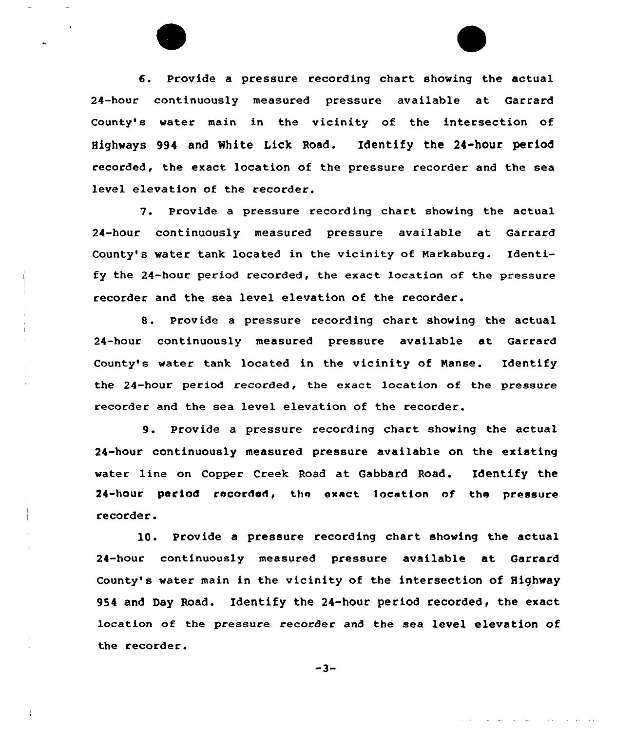6. Provide a pressure recording chart showing the actual 24-hour continuously measured pressure available at Garrard County's water main in the vicinity of the intersection of Highways 994 and White Lick Road. Identify the 24-hour period recorded, the exact location of the pressure recorder and the sea level elevation of the recorder.

7. Provide a pressure recording chart showing the actual 24-hour continuously measured pressure available at Garrard County's water tank located in the vicinity of Marksburg. Identify the 24-hour period recorded, the exact location of the pressure recorder and the sea level elevation of the recorder.

8. Provide a pressure recording chart showing the actual 24-hour continuously measured pressure available at Garrard County's water tank located in the vicinity of Manse. Identify the 24-hour period recorded, the exact location of the pressure recorder and the sea level elevation of the recorder.

9. Provide a pressure recording chart showing the actual 24-hour continuously measured pressure available on the existing water line on Copper Creek Road at Gabbard Road. Identify the 24-hour period recorded, the exact location of the pressure recorder.

10. Provide a pressure recording chart showing the actual 24-hour continuously measured pressure available at Garrard County's water main in the vicinity of the intersection of Highway 954 and Day Road. Identify the 24-hour period recorded, the exact location of the pressure recorder and the sea level elevation of the recorder.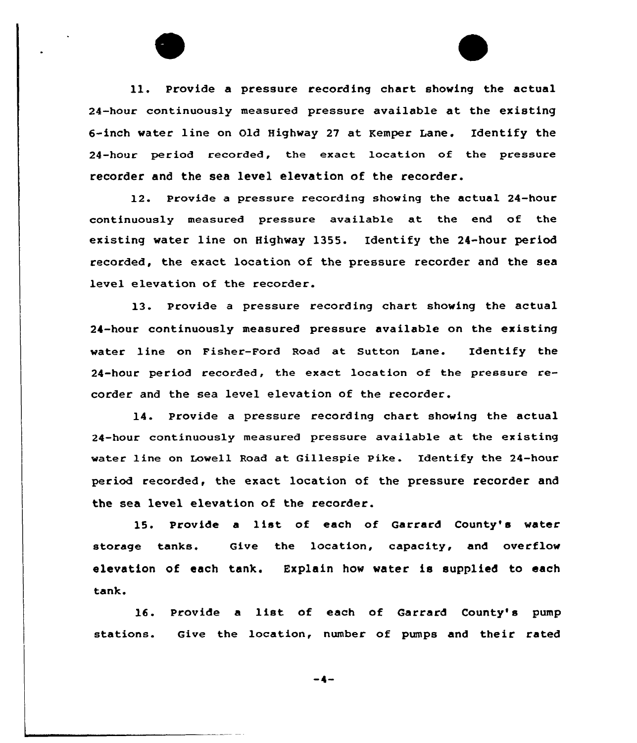11. Provide a pressure recording chart showing the actual 24-hour continuously measured pressure available at the existing 6-inch water line on Old Highway 27 at Kemper Lane. Identify the 24-hour period recorded, the exact location of the pressure recorder and the sea level elevation of the recorder.

12. Provide a pressure recording showing the actual 24-hour continuously measured pressure available at the end of the existing water line on Highway 1355. Identify the 24-hour period recorded, the exact location of the pressure recorder and the sea level elevation of the recorder.

13. Provide a pressure recording chart showing the actual 24-hour continuously measured pressure available on the existing water line on Fisher-Ford Road at Sutton Lane. Identify the 24-hour period recorded, the exact location of the pressure recorder and the sea level elevation of the recorder.

14. Provide a pressure recording chart showing the actual 24-hour continuously measured pressure available at the existing water line on Lowell Road at Gillespie Pike. Identify the 24-hour period recorded, the exact location of the pressure recorder and the sea level elevation of the recorder.

15. Provide a list of each of Garrard County's water storage tanks. Give the location, capacity, and overflow elevation of each tank. Explain how water is supplied to each tank.

16. Provide a list of each of Garrard County's pump stations. Give the location, number of pumps and their rated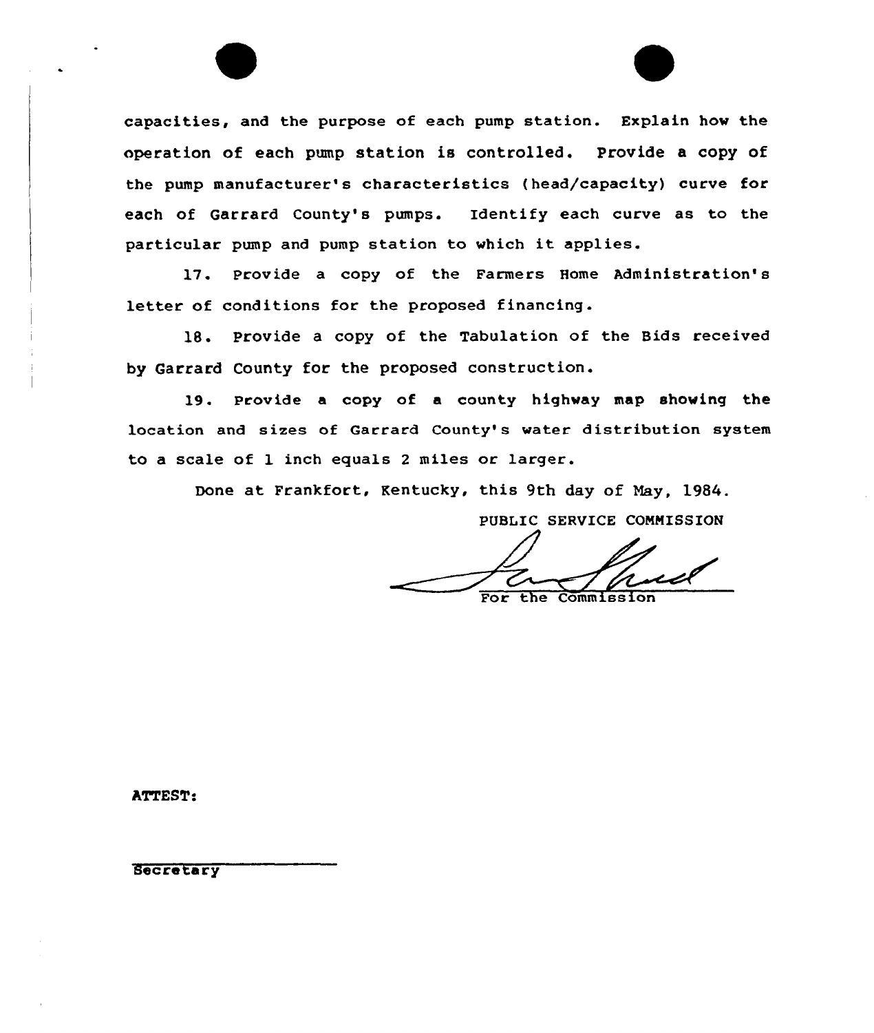capacities, and the purpose of each pump station. Explain how the operation of each pump station is controlled. Provide a copy of the pump manufacturer's characteristics (head/capacity) curve for each of Garrard County's pumps. Identify each curve as to the particular pump and pump station to which it applies.

17. Provide a copy of the Farmers Home Administration's letter of conditions for the proposed financing.

18. Provide a copy of the Tabulation of the Bids received by Garrard County for the proposed construction.

19. Provide a copy of a county highway map showing the location and sizes of Garrard County's water distribution system to a scale of 1 inch equals 2 miles or larger.

Done at Frankfort, Kentucky, this 9th day of May, 1984.

PUBLIC SERVICE COMMISSION

For the Commission

ATTEST:

Secretary